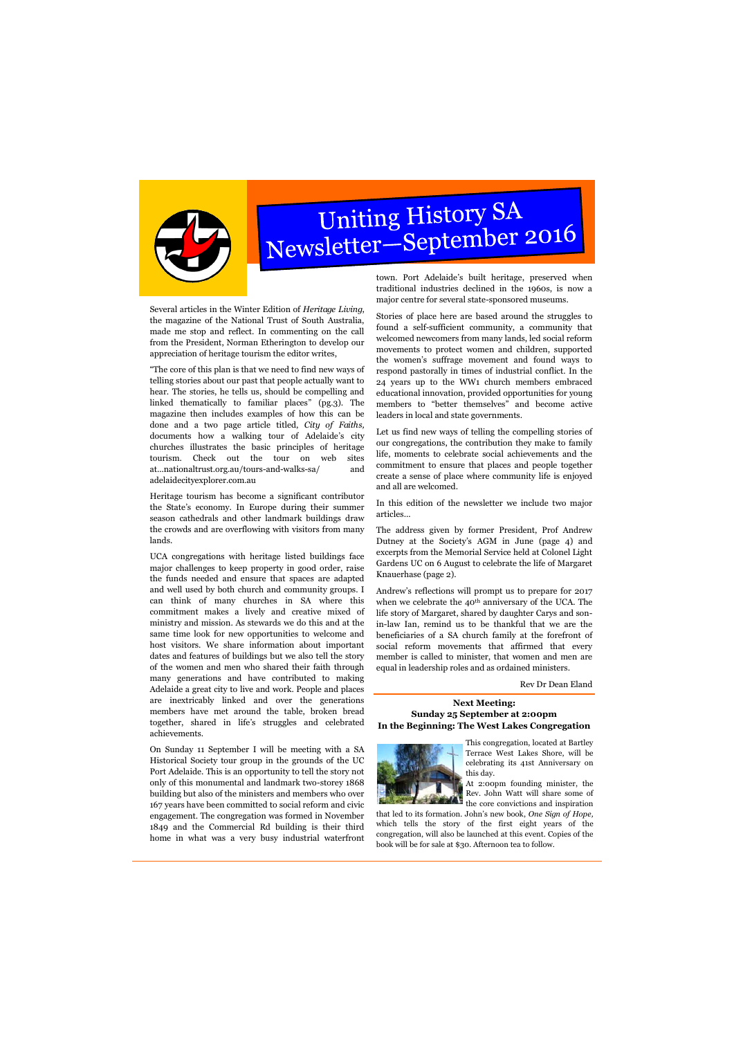# Uniting History SA Newsletter—September 2016

Several articles in the Winter Edition of *Heritage Living*, the magazine of the National Trust of South Australia, made me stop and reflect. In commenting on the call from the President, Norman Etherington to develop our appreciation of heritage tourism the editor writes,

"The core of this plan is that we need to find new ways of telling stories about our past that people actually want to hear. The stories, he tells us, should be compelling and linked thematically to familiar places" (pg.3). The magazine then includes examples of how this can be done and a two page article titled, *City of Faiths*, documents how a walking tour of Adelaide's city churches illustrates the basic principles of heritage tourism. Check out the tour on web sites at…nationaltrust.org.au/tours-and-walks-sa/ and adelaidecityexplorer.com.au

Heritage tourism has become a significant contributor the State's economy. In Europe during their summer season cathedrals and other landmark buildings draw the crowds and are overflowing with visitors from many lands.

UCA congregations with heritage listed buildings face major challenges to keep property in good order, raise the funds needed and ensure that spaces are adapted and well used by both church and community groups. I can think of many churches in SA where this commitment makes a lively and creative mixed of ministry and mission. As stewards we do this and at the same time look for new opportunities to welcome and host visitors. We share information about important dates and features of buildings but we also tell the story of the women and men who shared their faith through many generations and have contributed to making Adelaide a great city to live and work. People and places are inextricably linked and over the generations members have met around the table, broken bread together, shared in life's struggles and celebrated achievements.

On Sunday 11 September I will be meeting with a SA Historical Society tour group in the grounds of the UC Port Adelaide. This is an opportunity to tell the story not only of this monumental and landmark two-storey 1868 building but also of the ministers and members who over 167 years have been committed to social reform and civic engagement. The congregation was formed in November 1849 and the Commercial Rd building is their third home in what was a very busy industrial waterfront town. Port Adelaide's built heritage, preserved when traditional industries declined in the 1960s, is now a major centre for several state-sponsored museums.

Stories of place here are based around the struggles to found a self-sufficient community, a community that welcomed newcomers from many lands, led social reform movements to protect women and children, supported the women's suffrage movement and found ways to respond pastorally in times of industrial conflict. In the 24 years up to the WW1 church members embraced educational innovation, provided opportunities for young members to "better themselves" and become active leaders in local and state governments.

Let us find new ways of telling the compelling stories of our congregations, the contribution they make to family life, moments to celebrate social achievements and the commitment to ensure that places and people together create a sense of place where community life is enjoyed and all are welcomed.

In this edition of the newsletter we include two major articles…

The address given by former President, Prof Andrew Dutney at the Society's AGM in June (page 4) and excerpts from the Memorial Service held at Colonel Light Gardens UC on 6 August to celebrate the life of Margaret Knauerhase (page 2).

Andrew's reflections will prompt us to prepare for 2017 when we celebrate the 40th anniversary of the UCA. The life story of Margaret, shared by daughter Carys and son-in-law Ian, remind us to be thankful that we are the beneficiaries of a SA church family at the forefront of social reform movements that affirmed that every member is called to minister, that women and men are equal in leadership roles and as ordained ministers.

Rev Dr Dean Eland

**Next Meeting:**
**Sunday 25 September at 2:00pm**
**In the Beginning: The West Lakes Congregation**

This congregation, located at Bartley Terrace West Lakes Shore, will be celebrating its 41st Anniversary on this day.

At 2:00pm founding minister, the Rev. John Watt will share some of the core convictions and inspiration that led to its formation. John's new book, *One Sign of Hope,* which tells the story of the first eight years of the congregation, will also be launched at this event. Copies of the book will be for sale at $30. Afternoon tea to follow.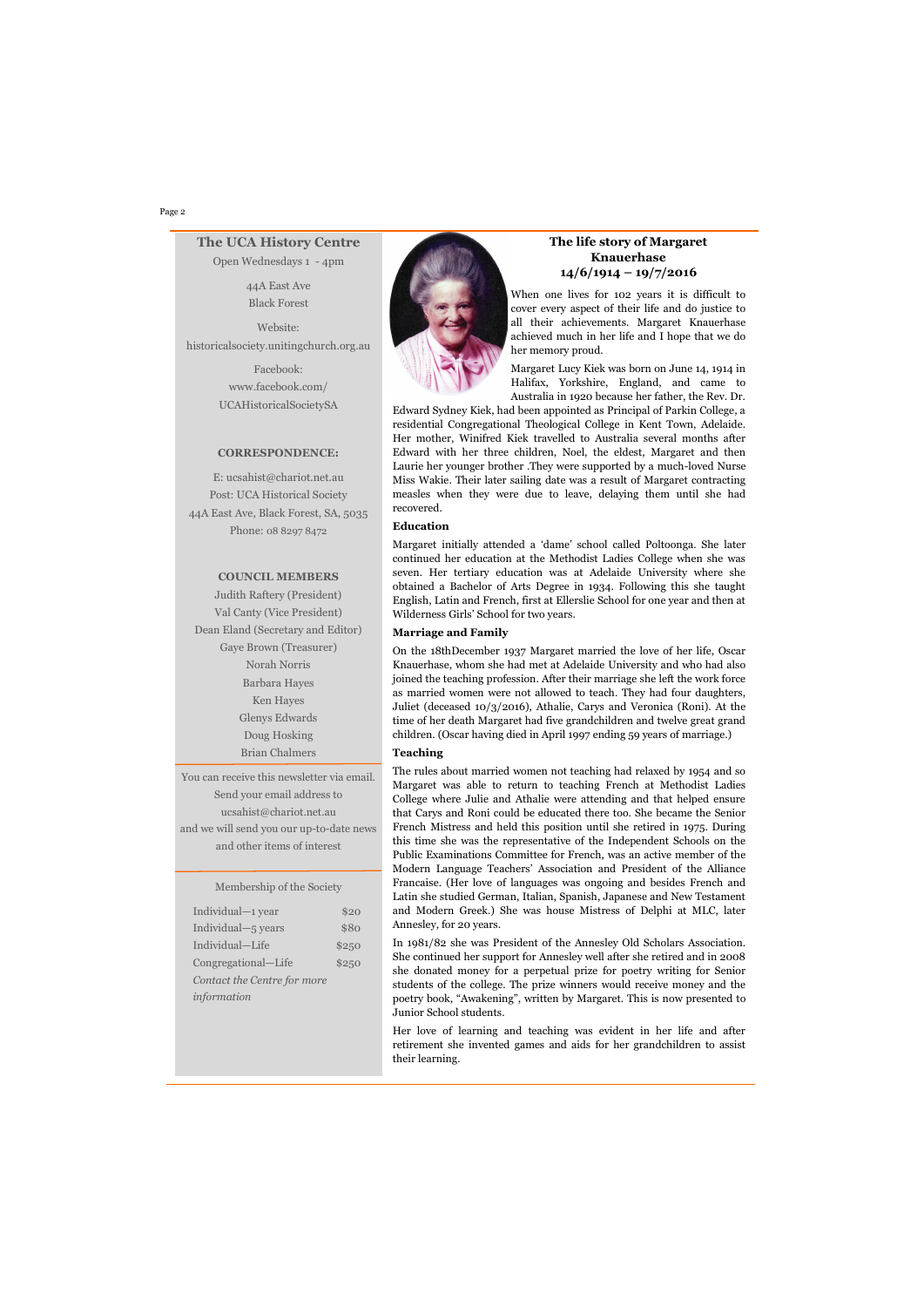## The UCA History Centre

Open Wednesdays 1 - 4pm

44A East Ave
Black Forest

Website:
historicalsociety.unitingchurch.org.au

Facebook:
www.facebook.com/
UCAHistoricalSocietySA

**CORRESPONDENCE:**

E: ucsahist@chariot.net.au
Post: UCA Historical Society
44A East Ave, Black Forest, SA, 5035
Phone: 08 8297 8472

**COUNCIL MEMBERS**

Judith Raftery (President)
Val Canty (Vice President)
Dean Eland (Secretary and Editor)
Gaye Brown (Treasurer)
Norah Norris
Barbara Hayes
Ken Hayes
Glenys Edwards
Doug Hosking
Brian Chalmers

You can receive this newsletter via email. Send your email address to ucsahist@chariot.net.au and we will send you our up-to-date news and other items of interest

Membership of the Society

| | |
|---|---|
| Individual—1 year | $20 |
| Individual—5 years | $80 |
| Individual—Life | $250 |
| Congregational—Life | $250 |

*Contact the Centre for more information*

## The life story of Margaret Knauerhase 14/6/1914 – 19/7/2016

When one lives for 102 years it is difficult to cover every aspect of their life and do justice to all their achievements. Margaret Knauerhase achieved much in her life and I hope that we do her memory proud.

Margaret Lucy Kiek was born on June 14, 1914 in Halifax, Yorkshire, England, and came to Australia in 1920 because her father, the Rev. Dr. Edward Sydney Kiek, had been appointed as Principal of Parkin College, a residential Congregational Theological College in Kent Town, Adelaide. Her mother, Winifred Kiek travelled to Australia several months after Edward with her three children, Noel, the eldest, Margaret and then Laurie her younger brother .They were supported by a much-loved Nurse Miss Wakie. Their later sailing date was a result of Margaret contracting measles when they were due to leave, delaying them until she had recovered.

### Education

Margaret initially attended a 'dame' school called Poltoonga. She later continued her education at the Methodist Ladies College when she was seven. Her tertiary education was at Adelaide University where she obtained a Bachelor of Arts Degree in 1934. Following this she taught English, Latin and French, first at Ellerslie School for one year and then at Wilderness Girls' School for two years.

### Marriage and Family

On the 18thDecember 1937 Margaret married the love of her life, Oscar Knauerhase, whom she had met at Adelaide University and who had also joined the teaching profession. After their marriage she left the work force as married women were not allowed to teach. They had four daughters, Juliet (deceased 10/3/2016), Athalie, Carys and Veronica (Roni). At the time of her death Margaret had five grandchildren and twelve great grand children. (Oscar having died in April 1997 ending 59 years of marriage.)

### Teaching

The rules about married women not teaching had relaxed by 1954 and so Margaret was able to return to teaching French at Methodist Ladies College where Julie and Athalie were attending and that helped ensure that Carys and Roni could be educated there too. She became the Senior French Mistress and held this position until she retired in 1975. During this time she was the representative of the Independent Schools on the Public Examinations Committee for French, was an active member of the Modern Language Teachers' Association and President of the Alliance Francaise. (Her love of languages was ongoing and besides French and Latin she studied German, Italian, Spanish, Japanese and New Testament and Modern Greek.) She was house Mistress of Delphi at MLC, later Annesley, for 20 years.

In 1981/82 she was President of the Annesley Old Scholars Association. She continued her support for Annesley well after she retired and in 2008 she donated money for a perpetual prize for poetry writing for Senior students of the college. The prize winners would receive money and the poetry book, "Awakening", written by Margaret. This is now presented to Junior School students.

Her love of learning and teaching was evident in her life and after retirement she invented games and aids for her grandchildren to assist their learning.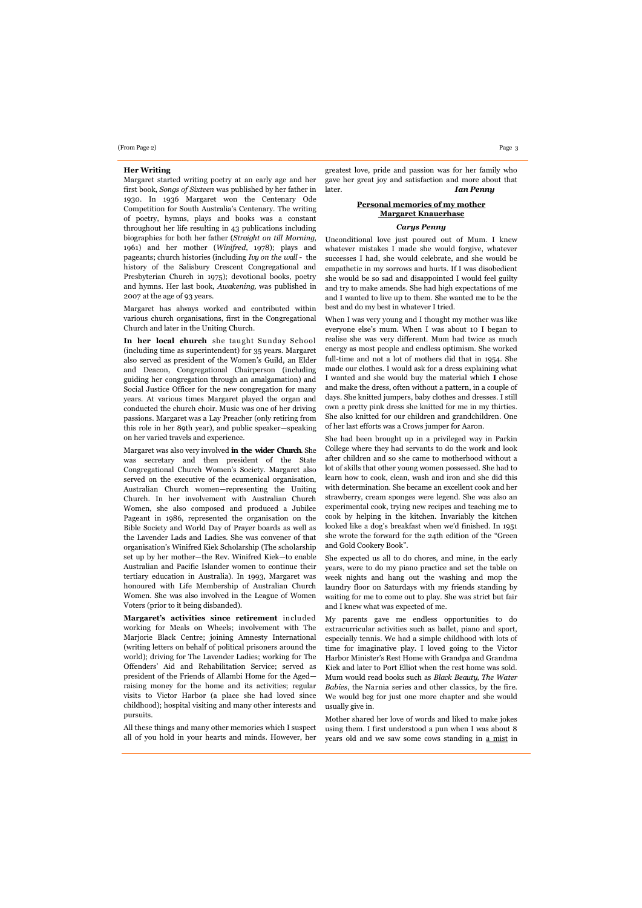(From Page 2)

### Her Writing

Margaret started writing poetry at an early age and her first book, *Songs of Sixteen* was published by her father in 1930. In 1936 Margaret won the Centenary Ode Competition for South Australia's Centenary. The writing of poetry, hymns, plays and books was a constant throughout her life resulting in 43 publications including biographies for both her father (*Straight on till Morning*, 1961) and her mother (*Winifred*, 1978); plays and pageants; church histories (including *Ivy on the wall* - the history of the Salisbury Crescent Congregational and Presbyterian Church in 1975); devotional books, poetry and hymns. Her last book, *Awakening*, was published in 2007 at the age of 93 years.

Margaret has always worked and contributed within various church organisations, first in the Congregational Church and later in the Uniting Church.

**In her local church** she taught Sunday School (including time as superintendent) for 35 years. Margaret also served as president of the Women's Guild, an Elder and Deacon, Congregational Chairperson (including guiding her congregation through an amalgamation) and Social Justice Officer for the new congregation for many years. At various times Margaret played the organ and conducted the church choir. Music was one of her driving passions. Margaret was a Lay Preacher (only retiring from this role in her 89th year), and public speaker—speaking on her varied travels and experience.

Margaret was also very involved **in the wider Church**. She was secretary and then president of the State Congregational Church Women's Society. Margaret also served on the executive of the ecumenical organisation, Australian Church women—representing the Uniting Church. In her involvement with Australian Church Women, she also composed and produced a Jubilee Pageant in 1986, represented the organisation on the Bible Society and World Day of Prayer boards as well as the Lavender Lads and Ladies. She was convener of that organisation's Winifred Kiek Scholarship (The scholarship set up by her mother—the Rev. Winifred Kiek—to enable Australian and Pacific Islander women to continue their tertiary education in Australia). In 1993, Margaret was honoured with Life Membership of Australian Church Women. She was also involved in the League of Women Voters (prior to it being disbanded).

**Margaret's activities since retirement** included working for Meals on Wheels; involvement with The Marjorie Black Centre; joining Amnesty International (writing letters on behalf of political prisoners around the world); driving for The Lavender Ladies; working for The Offenders' Aid and Rehabilitation Service; served as president of the Friends of Allambi Home for the Aged—raising money for the home and its activities; regular visits to Victor Harbor (a place she had loved since childhood); hospital visiting and many other interests and pursuits.

All these things and many other memories which I suspect all of you hold in your hearts and minds. However, her greatest love, pride and passion was for her family who gave her great joy and satisfaction and more about that later.

***Ian Penny***

## Personal memories of my mother Margaret Knauerhase

***Carys Penny***

Unconditional love just poured out of Mum. I knew whatever mistakes I made she would forgive, whatever successes I had, she would celebrate, and she would be empathetic in my sorrows and hurts. If I was disobedient she would be so sad and disappointed I would feel guilty and try to make amends. She had high expectations of me and I wanted to live up to them. She wanted me to be the best and do my best in whatever I tried.

When I was very young and I thought my mother was like everyone else's mum. When I was about 10 I began to realise she was very different. Mum had twice as much energy as most people and endless optimism. She worked full-time and not a lot of mothers did that in 1954. She made our clothes. I would ask for a dress explaining what I wanted and she would buy the material which **I** chose and make the dress, often without a pattern, in a couple of days. She knitted jumpers, baby clothes and dresses. I still own a pretty pink dress she knitted for me in my thirties. She also knitted for our children and grandchildren. One of her last efforts was a Crows jumper for Aaron.

She had been brought up in a privileged way in Parkin College where they had servants to do the work and look after children and so she came to motherhood without a lot of skills that other young women possessed. She had to learn how to cook, clean, wash and iron and she did this with determination. She became an excellent cook and her strawberry, cream sponges were legend. She was also an experimental cook, trying new recipes and teaching me to cook by helping in the kitchen. Invariably the kitchen looked like a dog's breakfast when we'd finished. In 1951 she wrote the forward for the 24th edition of the "Green and Gold Cookery Book".

She expected us all to do chores, and mine, in the early years, were to do my piano practice and set the table on week nights and hang out the washing and mop the laundry floor on Saturdays with my friends standing by waiting for me to come out to play. She was strict but fair and I knew what was expected of me.

My parents gave me endless opportunities to do extracurricular activities such as ballet, piano and sport, especially tennis. We had a simple childhood with lots of time for imaginative play. I loved going to the Victor Harbor Minister's Rest Home with Grandpa and Grandma Kiek and later to Port Elliot when the rest home was sold. Mum would read books such as *Black Beauty, The Water Babies*, the Narnia series and other classics, by the fire. We would beg for just one more chapter and she would usually give in.

Mother shared her love of words and liked to make jokes using them. I first understood a pun when I was about 8 years old and we saw some cows standing in a mist in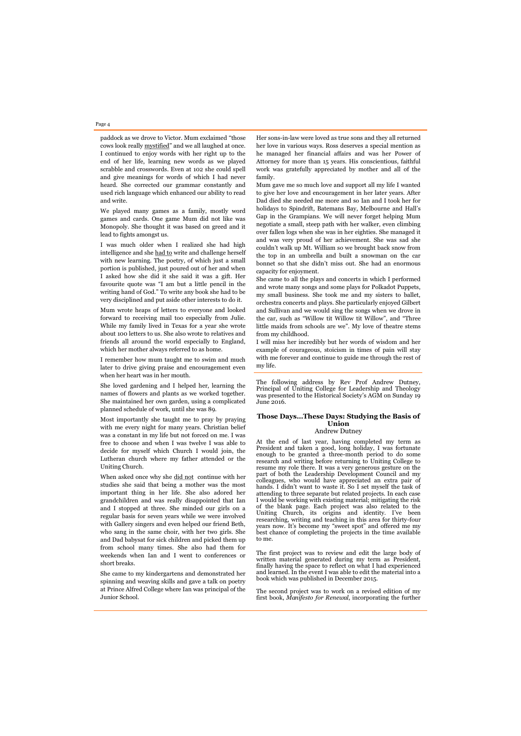paddock as we drove to Victor. Mum exclaimed "those cows look really mystified" and we all laughed at once. I continued to enjoy words with her right up to the end of her life, learning new words as we played scrabble and crosswords. Even at 102 she could spell and give meanings for words of which I had never heard. She corrected our grammar constantly and used rich language which enhanced our ability to read and write.

We played many games as a family, mostly word games and cards. One game Mum did not like was Monopoly. She thought it was based on greed and it lead to fights amongst us.

I was much older when I realized she had high intelligence and she had to write and challenge herself with new learning. The poetry, of which just a small portion is published, just poured out of her and when I asked how she did it she said it was a gift. Her favourite quote was "I am but a little pencil in the writing hand of God." To write any book she had to be very disciplined and put aside other interests to do it.

Mum wrote heaps of letters to everyone and looked forward to receiving mail too especially from Julie. While my family lived in Texas for a year she wrote about 100 letters to us. She also wrote to relatives and friends all around the world especially to England, which her mother always referred to as home.

I remember how mum taught me to swim and much later to drive giving praise and encouragement even when her heart was in her mouth.

She loved gardening and I helped her, learning the names of flowers and plants as we worked together. She maintained her own garden, using a complicated planned schedule of work, until she was 89.

Most importantly she taught me to pray by praying with me every night for many years. Christian belief was a constant in my life but not forced on me. I was free to choose and when I was twelve I was able to decide for myself which Church I would join, the Lutheran church where my father attended or the Uniting Church.

When asked once why she did not continue with her studies she said that being a mother was the most important thing in her life. She also adored her grandchildren and was really disappointed that Ian and I stopped at three. She minded our girls on a regular basis for seven years while we were involved with Gallery singers and even helped our friend Beth, who sang in the same choir, with her two girls. She and Dad babysat for sick children and picked them up from school many times. She also had them for weekends when Ian and I went to conferences or short breaks.

She came to my kindergartens and demonstrated her spinning and weaving skills and gave a talk on poetry at Prince Alfred College where Ian was principal of the Junior School.

Her sons-in-law were loved as true sons and they all returned her love in various ways. Ross deserves a special mention as he managed her financial affairs and was her Power of Attorney for more than 15 years. His conscientious, faithful work was gratefully appreciated by mother and all of the family.

Mum gave me so much love and support all my life I wanted to give her love and encouragement in her later years. After Dad died she needed me more and so Ian and I took her for holidays to Spindrift, Batemans Bay, Melbourne and Hall's Gap in the Grampians. We will never forget helping Mum negotiate a small, steep path with her walker, even climbing over fallen logs when she was in her eighties. She managed it and was very proud of her achievement. She was sad she couldn't walk up Mt. William so we brought back snow from the top in an umbrella and built a snowman on the car bonnet so that she didn't miss out. She had an enormous capacity for enjoyment.

She came to all the plays and concerts in which I performed and wrote many songs and some plays for Polkadot Puppets, my small business. She took me and my sisters to ballet, orchestra concerts and plays. She particularly enjoyed Gilbert and Sullivan and we would sing the songs when we drove in the car, such as "Willow tit Willow tit Willow", and "Three little maids from schools are we". My love of theatre stems from my childhood.

I will miss her incredibly but her words of wisdom and her example of courageous, stoicism in times of pain will stay with me forever and continue to guide me through the rest of my life.

---

The following address by Rev Prof Andrew Dutney, Principal of Uniting College for Leadership and Theology was presented to the Historical Society's AGM on Sunday 19 June 2016.

## Those Days...These Days: Studying the Basis of Union

Andrew Dutney

At the end of last year, having completed my term as President and taken a good, long holiday, I was fortunate enough to be granted a three-month period to do some research and writing before returning to Uniting College to resume my role there. It was a very generous gesture on the part of both the Leadership Development Council and my colleagues, who would have appreciated an extra pair of hands. I didn't want to waste it. So I set myself the task of attending to three separate but related projects. In each case I would be working with existing material; mitigating the risk of the blank page. Each project was also related to the Uniting Church, its origins and identity. I've been researching, writing and teaching in this area for thirty-four years now. It's become my "sweet spot" and offered me my best chance of completing the projects in the time available to me.

The first project was to review and edit the large body of written material generated during my term as President, finally having the space to reflect on what I had experienced and learned. In the event I was able to edit the material into a book which was published in December 2015.

The second project was to work on a revised edition of my first book, *Manifesto for Renewal*, incorporating the further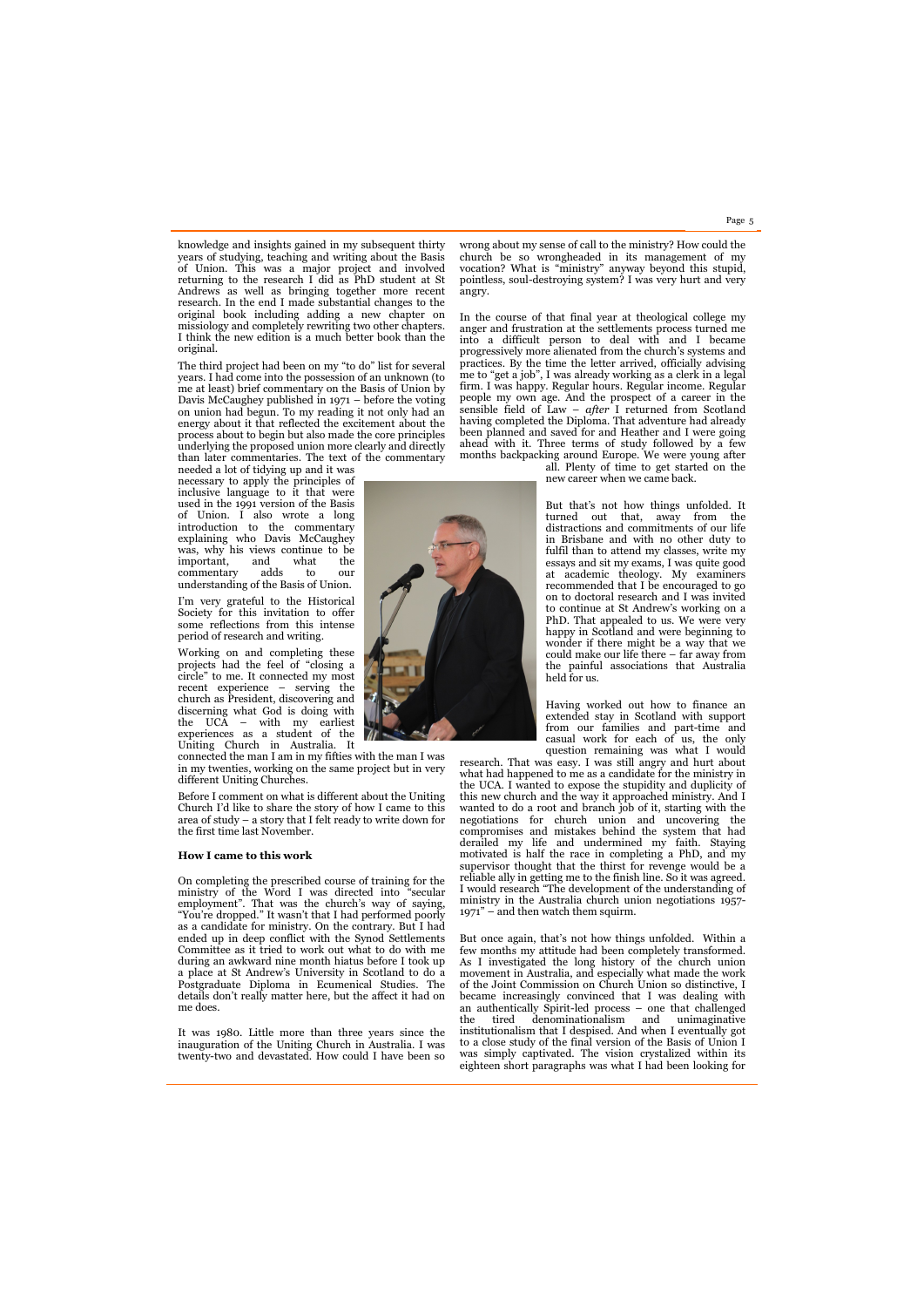knowledge and insights gained in my subsequent thirty years of studying, teaching and writing about the Basis of Union. This was a major project and involved returning to the research I did as PhD student at St Andrews as well as bringing together more recent research. In the end I made substantial changes to the original book including adding a new chapter on missiology and completely rewriting two other chapters. I think the new edition is a much better book than the original.

The third project had been on my "to do" list for several years. I had come into the possession of an unknown (to me at least) brief commentary on the Basis of Union by Davis McCaughey published in 1971 – before the voting on union had begun. To my reading it not only had an energy about it that reflected the excitement about the process about to begin but also made the core principles underlying the proposed union more clearly and directly than later commentaries. The text of the commentary needed a lot of tidying up and it was necessary to apply the principles of inclusive language to it that were used in the 1991 version of the Basis of Union. I also wrote a long introduction to the commentary explaining who Davis McCaughey was, why his views continue to be important, and what the commentary adds to our understanding of the Basis of Union.

I'm very grateful to the Historical Society for this invitation to offer some reflections from this intense period of research and writing.

Working on and completing these projects had the feel of "closing a circle" to me. It connected my most recent experience – serving the church as President, discovering and discerning what God is doing with the UCA – with my earliest experiences as a student of the Uniting Church in Australia. It connected the man I am in my fifties with the man I was in my twenties, working on the same project but in very different Uniting Churches.

Before I comment on what is different about the Uniting Church I'd like to share the story of how I came to this area of study – a story that I felt ready to write down for the first time last November.

### How I came to this work

On completing the prescribed course of training for the ministry of the Word I was directed into "secular employment". That was the church's way of saying, "You're dropped." It wasn't that I had performed poorly as a candidate for ministry. On the contrary. But I had ended up in deep conflict with the Synod Settlements Committee as it tried to work out what to do with me during an awkward nine month hiatus before I took up a place at St Andrew's University in Scotland to do a Postgraduate Diploma in Ecumenical Studies. The details don't really matter here, but the affect it had on me does.

It was 1980. Little more than three years since the inauguration of the Uniting Church in Australia. I was twenty-two and devastated. How could I have been so wrong about my sense of call to the ministry? How could the church be so wrongheaded in its management of my vocation? What is "ministry" anyway beyond this stupid, pointless, soul-destroying system? I was very hurt and very angry.

In the course of that final year at theological college my anger and frustration at the settlements process turned me into a difficult person to deal with and I became progressively more alienated from the church's systems and practices. By the time the letter arrived, officially advising me to "get a job", I was already working as a clerk in a legal firm. I was happy. Regular hours. Regular income. Regular people my own age. And the prospect of a career in the sensible field of Law – *after* I returned from Scotland having completed the Diploma. That adventure had already been planned and saved for and Heather and I were going ahead with it. Three terms of study followed by a few months backpacking around Europe. We were young after all. Plenty of time to get started on the new career when we came back.

But that's not how things unfolded. It turned out that, away from the distractions and commitments of our life in Brisbane and with no other duty to fulfil than to attend my classes, write my essays and sit my exams, I was quite good at academic theology. My examiners recommended that I be encouraged to go on to doctoral research and I was invited to continue at St Andrew's working on a PhD. That appealed to us. We were very happy in Scotland and were beginning to wonder if there might be a way that we could make our life there – far away from the painful associations that Australia held for us.

Having worked out how to finance an extended stay in Scotland with support from our families and part-time and casual work for each of us, the only question remaining was what I would research. That was easy. I was still angry and hurt about what had happened to me as a candidate for the ministry in the UCA. I wanted to expose the stupidity and duplicity of this new church and the way it approached ministry. And I wanted to do a root and branch job of it, starting with the negotiations for church union and uncovering the compromises and mistakes behind the system that had derailed my life and undermined my faith. Staying motivated is half the race in completing a PhD, and my supervisor thought that the thirst for revenge would be a reliable ally in getting me to the finish line. So it was agreed. I would research "The development of the understanding of ministry in the Australia church union negotiations 1957-1971" – and then watch them squirm.

But once again, that's not how things unfolded. Within a few months my attitude had been completely transformed. As I investigated the long history of the church union movement in Australia, and especially what made the work of the Joint Commission on Church Union so distinctive, I became increasingly convinced that I was dealing with an authentically Spirit-led process – one that challenged the tired denominationalism and unimaginative institutionalism that I despised. And when I eventually got to a close study of the final version of the Basis of Union I was simply captivated. The vision crystalized within its eighteen short paragraphs was what I had been looking for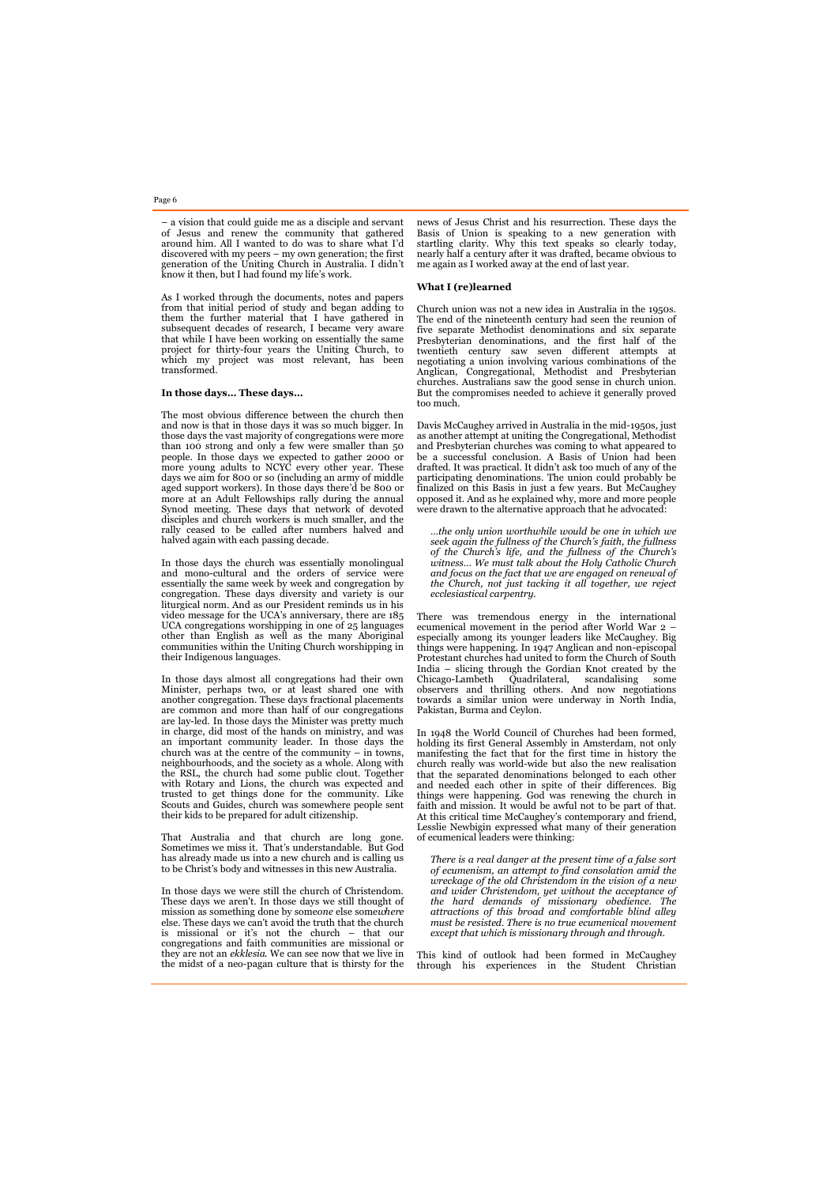– a vision that could guide me as a disciple and servant of Jesus and renew the community that gathered around him. All I wanted to do was to share what I'd discovered with my peers – my own generation; the first generation of the Uniting Church in Australia. I didn't know it then, but I had found my life's work.

As I worked through the documents, notes and papers from that initial period of study and began adding to them the further material that I have gathered in subsequent decades of research, I became very aware that while I have been working on essentially the same project for thirty-four years the Uniting Church, to which my project was most relevant, has been transformed.

### In those days… These days…

The most obvious difference between the church then and now is that in those days it was so much bigger. In those days the vast majority of congregations were more than 100 strong and only a few were smaller than 50 people. In those days we expected to gather 2000 or more young adults to NCYC every other year. These days we aim for 800 or so (including an army of middle aged support workers). In those days there'd be 800 or more at an Adult Fellowships rally during the annual Synod meeting. These days that network of devoted disciples and church workers is much smaller, and the rally ceased to be called after numbers halved and halved again with each passing decade.

In those days the church was essentially monolingual and mono-cultural and the orders of service were essentially the same week by week and congregation by congregation. These days diversity and variety is our liturgical norm. And as our President reminds us in his video message for the UCA's anniversary, there are 185 UCA congregations worshipping in one of 25 languages other than English as well as the many Aboriginal communities within the Uniting Church worshipping in their Indigenous languages.

In those days almost all congregations had their own Minister, perhaps two, or at least shared one with another congregation. These days fractional placements are common and more than half of our congregations are lay-led. In those days the Minister was pretty much in charge, did most of the hands on ministry, and was an important community leader. In those days the church was at the centre of the community – in towns, neighbourhoods, and the society as a whole. Along with the RSL, the church had some public clout. Together with Rotary and Lions, the church was expected and trusted to get things done for the community. Like Scouts and Guides, church was somewhere people sent their kids to be prepared for adult citizenship.

That Australia and that church are long gone. Sometimes we miss it. That's understandable. But God has already made us into a new church and is calling us to be Christ's body and witnesses in this new Australia.

In those days we were still the church of Christendom. These days we aren't. In those days we still thought of mission as something done by some*one* else some*where* else. These days we can't avoid the truth that the church is missional or it's not the church – that our congregations and faith communities are missional or they are not an *ekklesia*. We can see now that we live in the midst of a neo-pagan culture that is thirsty for the news of Jesus Christ and his resurrection. These days the Basis of Union is speaking to a new generation with startling clarity. Why this text speaks so clearly today, nearly half a century after it was drafted, became obvious to me again as I worked away at the end of last year.

### What I (re)learned

Church union was not a new idea in Australia in the 1950s. The end of the nineteenth century had seen the reunion of five separate Methodist denominations and six separate Presbyterian denominations, and the first half of the twentieth century saw seven different attempts at negotiating a union involving various combinations of the Anglican, Congregational, Methodist and Presbyterian churches. Australians saw the good sense in church union. But the compromises needed to achieve it generally proved too much.

Davis McCaughey arrived in Australia in the mid-1950s, just as another attempt at uniting the Congregational, Methodist and Presbyterian churches was coming to what appeared to be a successful conclusion. A Basis of Union had been drafted. It was practical. It didn't ask too much of any of the participating denominations. The union could probably be finalized on this Basis in just a few years. But McCaughey opposed it. And as he explained why, more and more people were drawn to the alternative approach that he advocated:

> *…the only union worthwhile would be one in which we seek again the fullness of the Church's faith, the fullness of the Church's life, and the fullness of the Church's witness… We must talk about the Holy Catholic Church and focus on the fact that we are engaged on renewal of the Church, not just tacking it all together, we reject ecclesiastical carpentry.*

There was tremendous energy in the international ecumenical movement in the period after World War 2 – especially among its younger leaders like McCaughey. Big things were happening. In 1947 Anglican and non-episcopal Protestant churches had united to form the Church of South India – slicing through the Gordian Knot created by the Chicago-Lambeth Quadrilateral, scandalising some observers and thrilling others. And now negotiations towards a similar union were underway in North India, Pakistan, Burma and Ceylon.

In 1948 the World Council of Churches had been formed, holding its first General Assembly in Amsterdam, not only manifesting the fact that for the first time in history the church really was world-wide but also the new realisation that the separated denominations belonged to each other and needed each other in spite of their differences. Big things were happening. God was renewing the church in faith and mission. It would be awful not to be part of that. At this critical time McCaughey's contemporary and friend, Lesslie Newbigin expressed what many of their generation of ecumenical leaders were thinking:

> *There is a real danger at the present time of a false sort of ecumenism, an attempt to find consolation amid the wreckage of the old Christendom in the vision of a new and wider Christendom, yet without the acceptance of the hard demands of missionary obedience. The attractions of this broad and comfortable blind alley must be resisted. There is no true ecumenical movement except that which is missionary through and through.*

This kind of outlook had been formed in McCaughey through his experiences in the Student Christian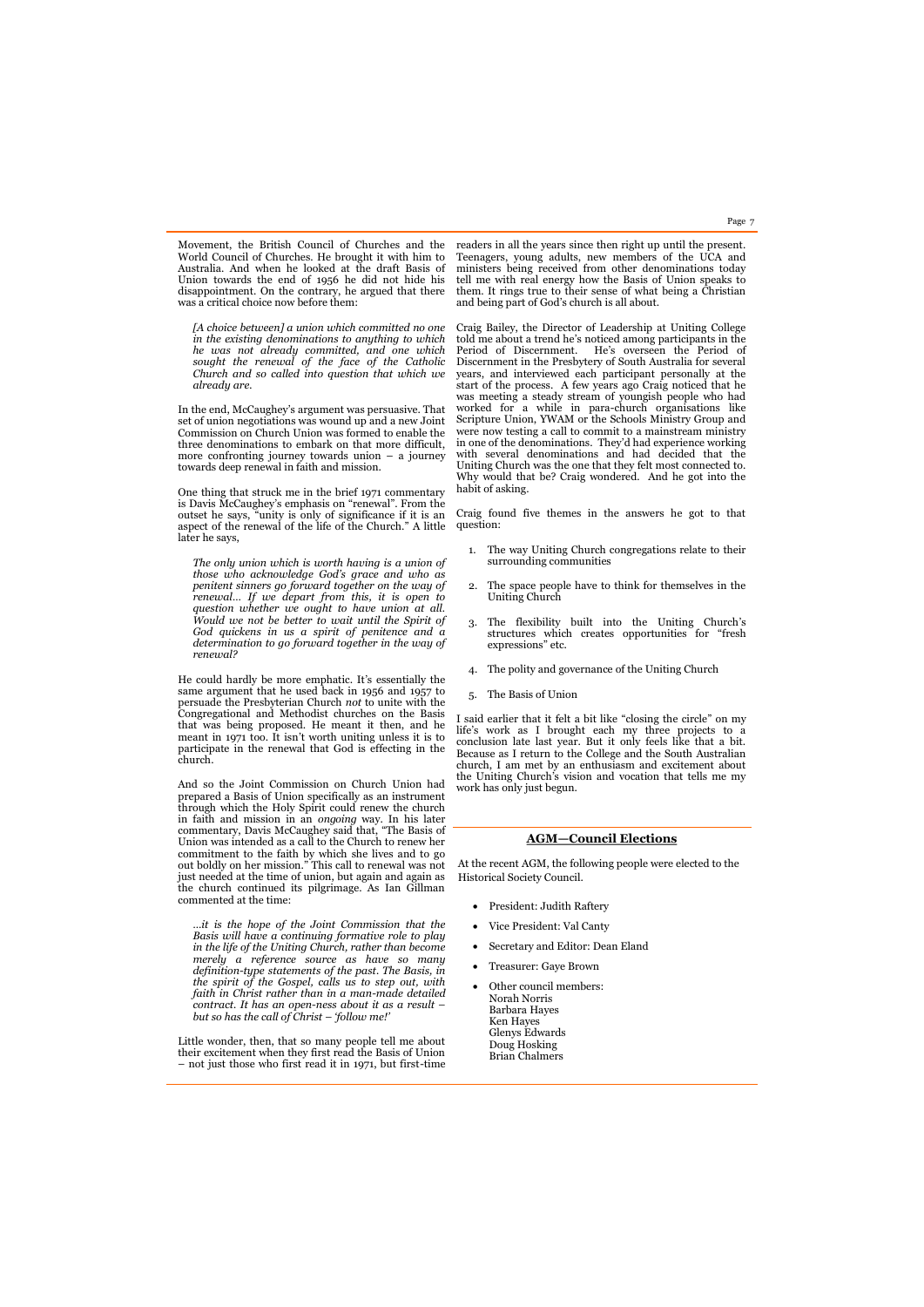Movement, the British Council of Churches and the World Council of Churches. He brought it with him to Australia. And when he looked at the draft Basis of Union towards the end of 1956 he did not hide his disappointment. On the contrary, he argued that there was a critical choice now before them:

> *[A choice between] a union which committed no one in the existing denominations to anything to which he was not already committed, and one which sought the renewal of the face of the Catholic Church and so called into question that which we already are.*

In the end, McCaughey's argument was persuasive. That set of union negotiations was wound up and a new Joint Commission on Church Union was formed to enable the three denominations to embark on that more difficult, more confronting journey towards union – a journey towards deep renewal in faith and mission.

One thing that struck me in the brief 1971 commentary is Davis McCaughey's emphasis on "renewal". From the outset he says, "unity is only of significance if it is an aspect of the renewal of the life of the Church." A little later he says,

> *The only union which is worth having is a union of those who acknowledge God's grace and who as penitent sinners go forward together on the way of renewal… If we depart from this, it is open to question whether we ought to have union at all. Would we not be better to wait until the Spirit of God quickens in us a spirit of penitence and a determination to go forward together in the way of renewal?*

He could hardly be more emphatic. It's essentially the same argument that he used back in 1956 and 1957 to persuade the Presbyterian Church *not* to unite with the Congregational and Methodist churches on the Basis that was being proposed. He meant it then, and he meant in 1971 too. It isn't worth uniting unless it is to participate in the renewal that God is effecting in the church.

And so the Joint Commission on Church Union had prepared a Basis of Union specifically as an instrument through which the Holy Spirit could renew the church in faith and mission in an *ongoing* way. In his later commentary, Davis McCaughey said that, "The Basis of Union was intended as a call to the Church to renew her commitment to the faith by which she lives and to go out boldly on her mission." This call to renewal was not just needed at the time of union, but again and again as the church continued its pilgrimage. As Ian Gillman commented at the time:

> *…it is the hope of the Joint Commission that the Basis will have a continuing formative role to play in the life of the Uniting Church, rather than become merely a reference source as have so many definition-type statements of the past. The Basis, in the spirit of the Gospel, calls us to step out, with faith in Christ rather than in a man-made detailed contract. It has an open-ness about it as a result – but so has the call of Christ – 'follow me!'*

Little wonder, then, that so many people tell me about their excitement when they first read the Basis of Union – not just those who first read it in 1971, but first-time readers in all the years since then right up until the present. Teenagers, young adults, new members of the UCA and ministers being received from other denominations today tell me with real energy how the Basis of Union speaks to them. It rings true to their sense of what being a Christian and being part of God's church is all about.

Craig Bailey, the Director of Leadership at Uniting College told me about a trend he's noticed among participants in the Period of Discernment. He's overseen the Period of Discernment in the Presbytery of South Australia for several years, and interviewed each participant personally at the start of the process. A few years ago Craig noticed that he was meeting a steady stream of youngish people who had worked for a while in para-church organisations like Scripture Union, YWAM or the Schools Ministry Group and were now testing a call to commit to a mainstream ministry in one of the denominations. They'd had experience working with several denominations and had decided that the Uniting Church was the one that they felt most connected to. Why would that be? Craig wondered. And he got into the habit of asking.

Craig found five themes in the answers he got to that question:

1. The way Uniting Church congregations relate to their surrounding communities
2. The space people have to think for themselves in the Uniting Church
3. The flexibility built into the Uniting Church's structures which creates opportunities for "fresh expressions" etc.
4. The polity and governance of the Uniting Church
5. The Basis of Union

I said earlier that it felt a bit like "closing the circle" on my life's work as I brought each my three projects to a conclusion late last year. But it only feels like that a bit. Because as I return to the College and the South Australian church, I am met by an enthusiasm and excitement about the Uniting Church's vision and vocation that tells me my work has only just begun.

## AGM—Council Elections

At the recent AGM, the following people were elected to the Historical Society Council.

- President: Judith Raftery
- Vice President: Val Canty
- Secretary and Editor: Dean Eland
- Treasurer: Gaye Brown
- Other council members:
  Norah Norris
  Barbara Hayes
  Ken Hayes
  Glenys Edwards
  Doug Hosking
  Brian Chalmers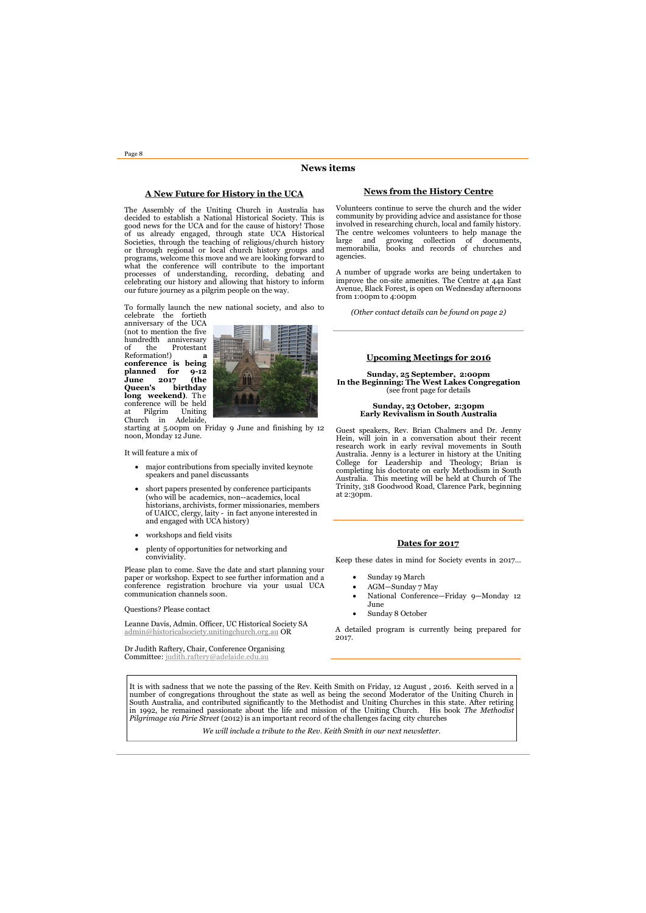# News items

## A New Future for History in the UCA

The Assembly of the Uniting Church in Australia has decided to establish a National Historical Society. This is good news for the UCA and for the cause of history! Those of us already engaged, through state UCA Historical Societies, through the teaching of religious/church history or through regional or local church history groups and programs, welcome this move and we are looking forward to what the conference will contribute to the important processes of understanding, recording, debating and celebrating our history and allowing that history to inform our future journey as a pilgrim people on the way.

To formally launch the new national society, and also to celebrate the fortieth anniversary of the UCA (not to mention the five hundredth anniversary of the Protestant Reformation!) **a conference is being planned for 9-12 June 2017 (the Queen's birthday long weekend)**. The conference will be held at Pilgrim Uniting Church in Adelaide, starting at 5.00pm on Friday 9 June and finishing by 12 noon, Monday 12 June.

It will feature a mix of

- major contributions from specially invited keynote speakers and panel discussants
- short papers presented by conference participants (who will be academics, non--academics, local historians, archivists, former missionaries, members of UAICC, clergy, laity - in fact anyone interested in and engaged with UCA history)
- workshops and field visits
- plenty of opportunities for networking and conviviality.

Please plan to come. Save the date and start planning your paper or workshop. Expect to see further information and a conference registration brochure via your usual UCA communication channels soon.

Questions? Please contact

Leanne Davis, Admin. Officer, UC Historical Society SA
admin@historicalsociety.unitingchurch.org.au OR

Dr Judith Raftery, Chair, Conference Organising Committee: judith.raftery@adelaide.edu.au

## News from the History Centre

Volunteers continue to serve the church and the wider community by providing advice and assistance for those involved in researching church, local and family history. The centre welcomes volunteers to help manage the large and growing collection of documents, memorabilia, books and records of churches and agencies.

A number of upgrade works are being undertaken to improve the on-site amenities. The Centre at 44a East Avenue, Black Forest, is open on Wednesday afternoons from 1:00pm to 4:00pm

*(Other contact details can be found on page 2)*

## Upcoming Meetings for 2016

**Sunday, 25 September, 2:00pm**
**In the Beginning: The West Lakes Congregation**
(see front page for details

**Sunday, 23 October, 2:30pm**
**Early Revivalism in South Australia**

Guest speakers, Rev. Brian Chalmers and Dr. Jenny Hein, will join in a conversation about their recent research work in early revival movements in South Australia. Jenny is a lecturer in history at the Uniting College for Leadership and Theology; Brian is completing his doctorate on early Methodism in South Australia. This meeting will be held at Church of The Trinity, 318 Goodwood Road, Clarence Park, beginning at 2:30pm.

## Dates for 2017

Keep these dates in mind for Society events in 2017…

- Sunday 19 March
- AGM—Sunday 7 May
- National Conference—Friday 9—Monday 12 June
- Sunday 8 October

A detailed program is currently being prepared for 2017.

---

It is with sadness that we note the passing of the Rev. Keith Smith on Friday, 12 August , 2016. Keith served in a number of congregations throughout the state as well as being the second Moderator of the Uniting Church in South Australia, and contributed significantly to the Methodist and Uniting Churches in this state. After retiring in 1992, he remained passionate about the life and mission of the Uniting Church. His book *The Methodist Pilgrimage via Pirie Street* (2012) is an important record of the challenges facing city churches

*We will include a tribute to the Rev. Keith Smith in our next newsletter.*